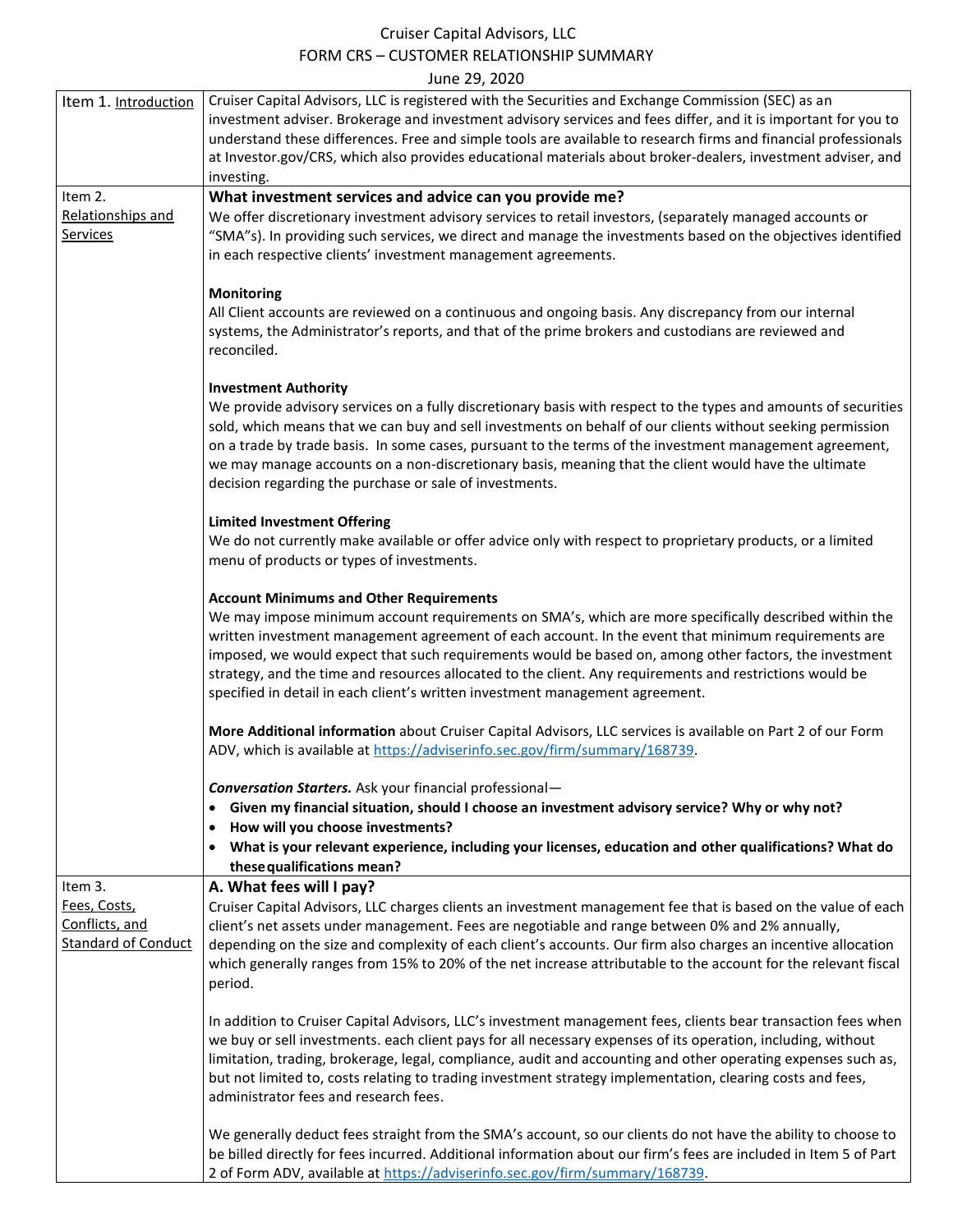# Cruiser Capital Advisors, LLC
## FORM CRS – CUSTOMER RELATIONSHIP SUMMARY
June 29, 2020

## Item 1. Introduction

Cruiser Capital Advisors, LLC is registered with the Securities and Exchange Commission (SEC) as an investment adviser. Brokerage and investment advisory services and fees differ, and it is important for you to understand these differences. Free and simple tools are available to research firms and financial professionals at Investor.gov/CRS, which also provides educational materials about broker-dealers, investment adviser, and investing.

## Item 2. Relationships and Services

### What investment services and advice can you provide me?

We offer discretionary investment advisory services to retail investors, (separately managed accounts or "SMA"s). In providing such services, we direct and manage the investments based on the objectives identified in each respective clients' investment management agreements.

**Monitoring**

All Client accounts are reviewed on a continuous and ongoing basis. Any discrepancy from our internal systems, the Administrator's reports, and that of the prime brokers and custodians are reviewed and reconciled.

**Investment Authority**

We provide advisory services on a fully discretionary basis with respect to the types and amounts of securities sold, which means that we can buy and sell investments on behalf of our clients without seeking permission on a trade by trade basis. In some cases, pursuant to the terms of the investment management agreement, we may manage accounts on a non-discretionary basis, meaning that the client would have the ultimate decision regarding the purchase or sale of investments.

**Limited Investment Offering**

We do not currently make available or offer advice only with respect to proprietary products, or a limited menu of products or types of investments.

**Account Minimums and Other Requirements**

We may impose minimum account requirements on SMA's, which are more specifically described within the written investment management agreement of each account. In the event that minimum requirements are imposed, we would expect that such requirements would be based on, among other factors, the investment strategy, and the time and resources allocated to the client. Any requirements and restrictions would be specified in detail in each client's written investment management agreement.

**More Additional information** about Cruiser Capital Advisors, LLC services is available on Part 2 of our Form ADV, which is available at https://adviserinfo.sec.gov/firm/summary/168739.

***Conversation Starters.*** Ask your financial professional—

- **Given my financial situation, should I choose an investment advisory service? Why or why not?**
- **How will you choose investments?**
- **What is your relevant experience, including your licenses, education and other qualifications? What do these qualifications mean?**

## Item 3. Fees, Costs, Conflicts, and Standard of Conduct

### A. What fees will I pay?

Cruiser Capital Advisors, LLC charges clients an investment management fee that is based on the value of each client's net assets under management. Fees are negotiable and range between 0% and 2% annually, depending on the size and complexity of each client's accounts. Our firm also charges an incentive allocation which generally ranges from 15% to 20% of the net increase attributable to the account for the relevant fiscal period.

In addition to Cruiser Capital Advisors, LLC's investment management fees, clients bear transaction fees when we buy or sell investments. each client pays for all necessary expenses of its operation, including, without limitation, trading, brokerage, legal, compliance, audit and accounting and other operating expenses such as, but not limited to, costs relating to trading investment strategy implementation, clearing costs and fees, administrator fees and research fees.

We generally deduct fees straight from the SMA's account, so our clients do not have the ability to choose to be billed directly for fees incurred. Additional information about our firm's fees are included in Item 5 of Part 2 of Form ADV, available at https://adviserinfo.sec.gov/firm/summary/168739.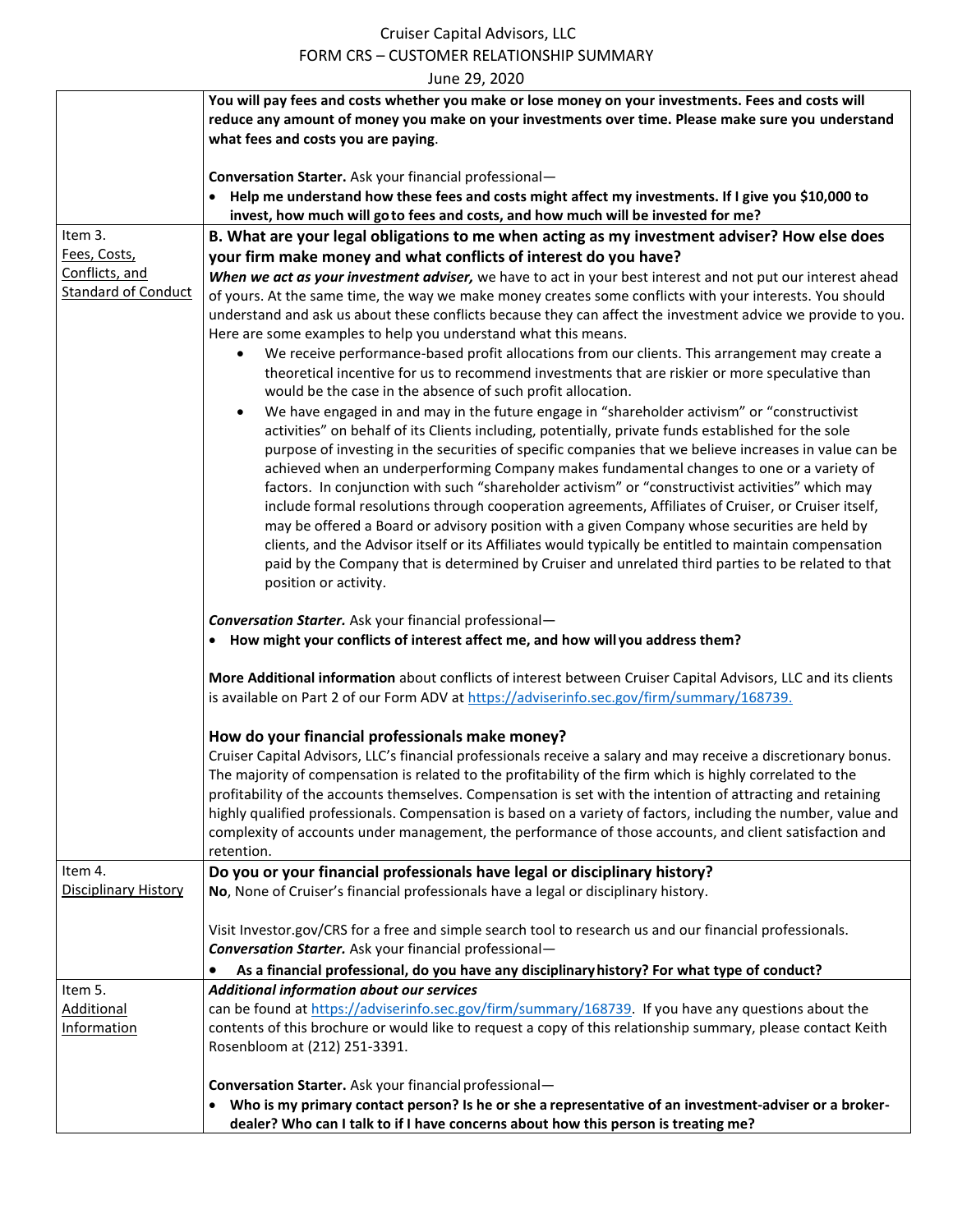| | |
|---|---|
| | **You will pay fees and costs whether you make or lose money on your investments. Fees and costs will reduce any amount of money you make on your investments over time. Please make sure you understand what fees and costs you are paying**.<br><br>**Conversation Starter.** Ask your financial professional—<br>• **Help me understand how these fees and costs might affect my investments. If I give you $10,000 to invest, how much will go to fees and costs, and how much will be invested for me?** |
| Item 3.<br>Fees, Costs, Conflicts, and Standard of Conduct | **B. What are your legal obligations to me when acting as my investment adviser? How else does your firm make money and what conflicts of interest do you have?**<br>***When we act as your investment adviser,*** we have to act in your best interest and not put our interest ahead of yours. At the same time, the way we make money creates some conflicts with your interests. You should understand and ask us about these conflicts because they can affect the investment advice we provide to you. Here are some examples to help you understand what this means.<br>• We receive performance-based profit allocations from our clients. This arrangement may create a theoretical incentive for us to recommend investments that are riskier or more speculative than would be the case in the absence of such profit allocation.<br>• We have engaged in and may in the future engage in "shareholder activism" or "constructivist activities" on behalf of its Clients including, potentially, private funds established for the sole purpose of investing in the securities of specific companies that we believe increases in value can be achieved when an underperforming Company makes fundamental changes to one or a variety of factors. In conjunction with such "shareholder activism" or "constructivist activities" which may include formal resolutions through cooperation agreements, Affiliates of Cruiser, or Cruiser itself, may be offered a Board or advisory position with a given Company whose securities are held by clients, and the Advisor itself or its Affiliates would typically be entitled to maintain compensation paid by the Company that is determined by Cruiser and unrelated third parties to be related to that position or activity.<br><br>***Conversation Starter.*** Ask your financial professional—<br>• **How might your conflicts of interest affect me, and how will you address them?**<br><br>**More Additional information** about conflicts of interest between Cruiser Capital Advisors, LLC and its clients is available on Part 2 of our Form ADV at https://adviserinfo.sec.gov/firm/summary/168739.<br><br>**How do your financial professionals make money?**<br>Cruiser Capital Advisors, LLC's financial professionals receive a salary and may receive a discretionary bonus. The majority of compensation is related to the profitability of the firm which is highly correlated to the profitability of the accounts themselves. Compensation is set with the intention of attracting and retaining highly qualified professionals. Compensation is based on a variety of factors, including the number, value and complexity of accounts under management, the performance of those accounts, and client satisfaction and retention. |
| Item 4.<br>Disciplinary History | **Do you or your financial professionals have legal or disciplinary history?**<br>**No**, None of Cruiser's financial professionals have a legal or disciplinary history.<br><br>Visit Investor.gov/CRS for a free and simple search tool to research us and our financial professionals.<br>***Conversation Starter.*** Ask your financial professional—<br>• **As a financial professional, do you have any disciplinary history? For what type of conduct?** |
| Item 5.<br>Additional Information | ***Additional information about our services*** can be found at https://adviserinfo.sec.gov/firm/summary/168739. If you have any questions about the contents of this brochure or would like to request a copy of this relationship summary, please contact Keith Rosenbloom at (212) 251-3391.<br><br>**Conversation Starter.** Ask your financial professional—<br>• **Who is my primary contact person? Is he or she a representative of an investment-adviser or a broker-dealer? Who can I talk to if I have concerns about how this person is treating me?** |